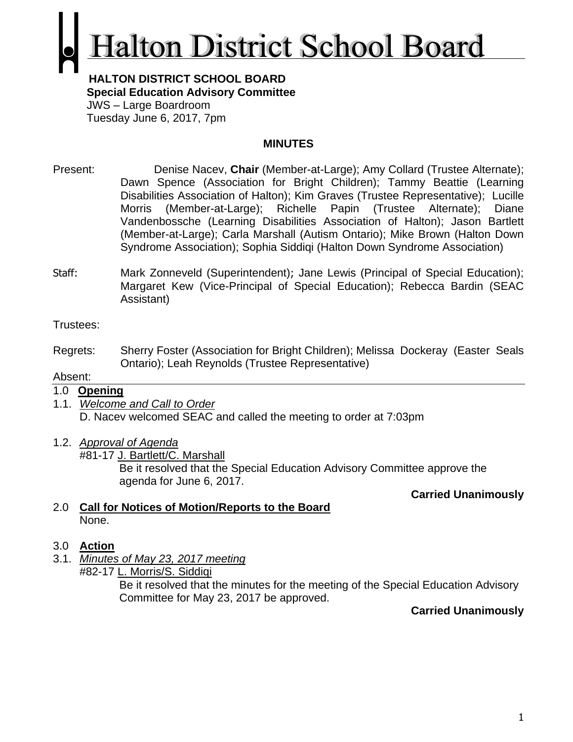# Halton District School Board

**HALTON DISTRICT SCHOOL BOARD**
**Special Education Advisory Committee**
JWS – Large Boardroom
Tuesday June 6, 2017, 7pm

**MINUTES**

Present: Denise Nacev, **Chair** (Member-at-Large); Amy Collard (Trustee Alternate); Dawn Spence (Association for Bright Children); Tammy Beattie (Learning Disabilities Association of Halton); Kim Graves (Trustee Representative); Lucille Morris (Member-at-Large); Richelle Papin (Trustee Alternate); Diane Vandenbossche (Learning Disabilities Association of Halton); Jason Bartlett (Member-at-Large); Carla Marshall (Autism Ontario); Mike Brown (Halton Down Syndrome Association); Sophia Siddiqi (Halton Down Syndrome Association)

Staff: Mark Zonneveld (Superintendent); Jane Lewis (Principal of Special Education); Margaret Kew (Vice-Principal of Special Education); Rebecca Bardin (SEAC Assistant)

Trustees:

Regrets: Sherry Foster (Association for Bright Children); Melissa Dockeray (Easter Seals Ontario); Leah Reynolds (Trustee Representative)

Absent:

1.0 **Opening**

1.1. *Welcome and Call to Order*
D. Nacev welcomed SEAC and called the meeting to order at 7:03pm

1.2. *Approval of Agenda*
#81-17 J. Bartlett/C. Marshall
Be it resolved that the Special Education Advisory Committee approve the agenda for June 6, 2017.

**Carried Unanimously**

2.0 **Call for Notices of Motion/Reports to the Board**
None.

3.0 **Action**

3.1. *Minutes of May 23, 2017 meeting*
#82-17 L. Morris/S. Siddiqi
Be it resolved that the minutes for the meeting of the Special Education Advisory Committee for May 23, 2017 be approved.

**Carried Unanimously**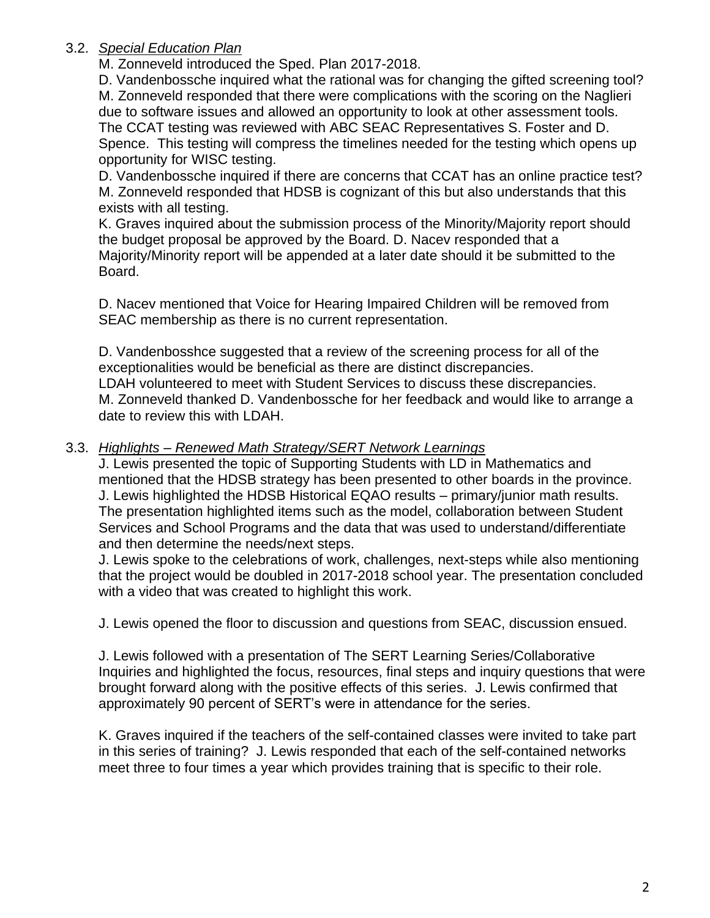3.2. *Special Education Plan*

M. Zonneveld introduced the Sped. Plan 2017-2018.
D. Vandenbossche inquired what the rational was for changing the gifted screening tool?
M. Zonneveld responded that there were complications with the scoring on the Naglieri due to software issues and allowed an opportunity to look at other assessment tools. The CCAT testing was reviewed with ABC SEAC Representatives S. Foster and D. Spence. This testing will compress the timelines needed for the testing which opens up opportunity for WISC testing.
D. Vandenbossche inquired if there are concerns that CCAT has an online practice test?
M. Zonneveld responded that HDSB is cognizant of this but also understands that this exists with all testing.
K. Graves inquired about the submission process of the Minority/Majority report should the budget proposal be approved by the Board. D. Nacev responded that a Majority/Minority report will be appended at a later date should it be submitted to the Board.

D. Nacev mentioned that Voice for Hearing Impaired Children will be removed from SEAC membership as there is no current representation.

D. Vandenbosshce suggested that a review of the screening process for all of the exceptionalities would be beneficial as there are distinct discrepancies.
LDAH volunteered to meet with Student Services to discuss these discrepancies.
M. Zonneveld thanked D. Vandenbossche for her feedback and would like to arrange a date to review this with LDAH.

3.3. *Highlights – Renewed Math Strategy/SERT Network Learnings*

J. Lewis presented the topic of Supporting Students with LD in Mathematics and mentioned that the HDSB strategy has been presented to other boards in the province.
J. Lewis highlighted the HDSB Historical EQAO results – primary/junior math results.
The presentation highlighted items such as the model, collaboration between Student Services and School Programs and the data that was used to understand/differentiate and then determine the needs/next steps.
J. Lewis spoke to the celebrations of work, challenges, next-steps while also mentioning that the project would be doubled in 2017-2018 school year. The presentation concluded with a video that was created to highlight this work.

J. Lewis opened the floor to discussion and questions from SEAC, discussion ensued.

J. Lewis followed with a presentation of The SERT Learning Series/Collaborative Inquiries and highlighted the focus, resources, final steps and inquiry questions that were brought forward along with the positive effects of this series. J. Lewis confirmed that approximately 90 percent of SERT's were in attendance for the series.

K. Graves inquired if the teachers of the self-contained classes were invited to take part in this series of training? J. Lewis responded that each of the self-contained networks meet three to four times a year which provides training that is specific to their role.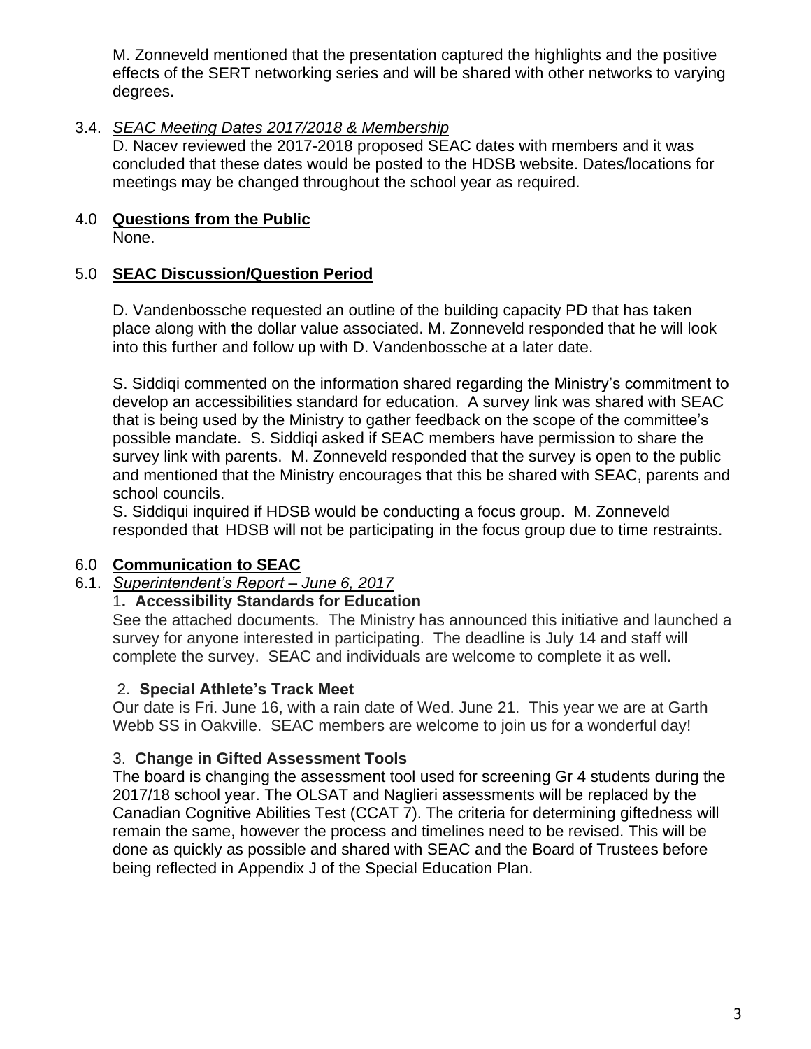M. Zonneveld mentioned that the presentation captured the highlights and the positive effects of the SERT networking series and will be shared with other networks to varying degrees.

3.4. *SEAC Meeting Dates 2017/2018 & Membership*

D. Nacev reviewed the 2017-2018 proposed SEAC dates with members and it was concluded that these dates would be posted to the HDSB website. Dates/locations for meetings may be changed throughout the school year as required.

## 4.0 Questions from the Public

None.

## 5.0 SEAC Discussion/Question Period

D. Vandenbossche requested an outline of the building capacity PD that has taken place along with the dollar value associated. M. Zonneveld responded that he will look into this further and follow up with D. Vandenbossche at a later date.

S. Siddiqi commented on the information shared regarding the Ministry's commitment to develop an accessibilities standard for education. A survey link was shared with SEAC that is being used by the Ministry to gather feedback on the scope of the committee's possible mandate. S. Siddiqi asked if SEAC members have permission to share the survey link with parents. M. Zonneveld responded that the survey is open to the public and mentioned that the Ministry encourages that this be shared with SEAC, parents and school councils.

S. Siddiqui inquired if HDSB would be conducting a focus group. M. Zonneveld responded that HDSB will not be participating in the focus group due to time restraints.

## 6.0 Communication to SEAC

6.1. *Superintendent's Report – June 6, 2017*

1. **Accessibility Standards for Education**

See the attached documents. The Ministry has announced this initiative and launched a survey for anyone interested in participating. The deadline is July 14 and staff will complete the survey. SEAC and individuals are welcome to complete it as well.

2. **Special Athlete's Track Meet**

Our date is Fri. June 16, with a rain date of Wed. June 21. This year we are at Garth Webb SS in Oakville. SEAC members are welcome to join us for a wonderful day!

3. **Change in Gifted Assessment Tools**

The board is changing the assessment tool used for screening Gr 4 students during the 2017/18 school year. The OLSAT and Naglieri assessments will be replaced by the Canadian Cognitive Abilities Test (CCAT 7). The criteria for determining giftedness will remain the same, however the process and timelines need to be revised. This will be done as quickly as possible and shared with SEAC and the Board of Trustees before being reflected in Appendix J of the Special Education Plan.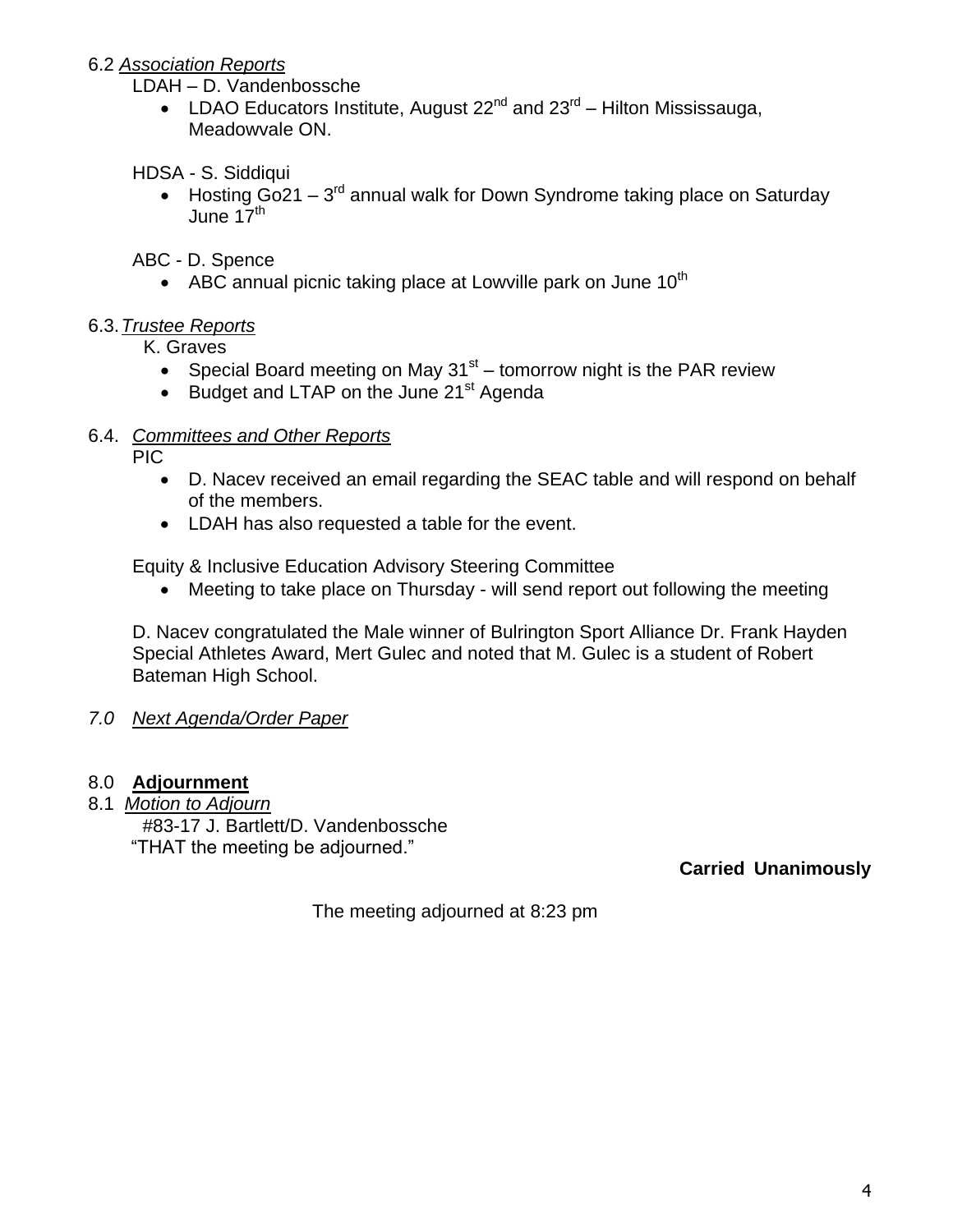6.2 *Association Reports*

LDAH – D. Vandenbossche

- LDAO Educators Institute, August 22nd and 23rd – Hilton Mississauga, Meadowvale ON.

HDSA - S. Siddiqui

- Hosting Go21 – 3rd annual walk for Down Syndrome taking place on Saturday June 17th

ABC - D. Spence

- ABC annual picnic taking place at Lowville park on June 10th

6.3. *Trustee Reports*

K. Graves

- Special Board meeting on May 31st – tomorrow night is the PAR review
- Budget and LTAP on the June 21st Agenda

6.4. *Committees and Other Reports*

PIC

- D. Nacev received an email regarding the SEAC table and will respond on behalf of the members.
- LDAH has also requested a table for the event.

Equity & Inclusive Education Advisory Steering Committee

- Meeting to take place on Thursday - will send report out following the meeting

D. Nacev congratulated the Male winner of Bulrington Sport Alliance Dr. Frank Hayden Special Athletes Award, Mert Gulec and noted that M. Gulec is a student of Robert Bateman High School.

*7.0 Next Agenda/Order Paper*

8.0 **Adjournment**

8.1 *Motion to Adjourn*

#83-17 J. Bartlett/D. Vandenbossche

"THAT the meeting be adjourned."

**Carried Unanimously**

The meeting adjourned at 8:23 pm